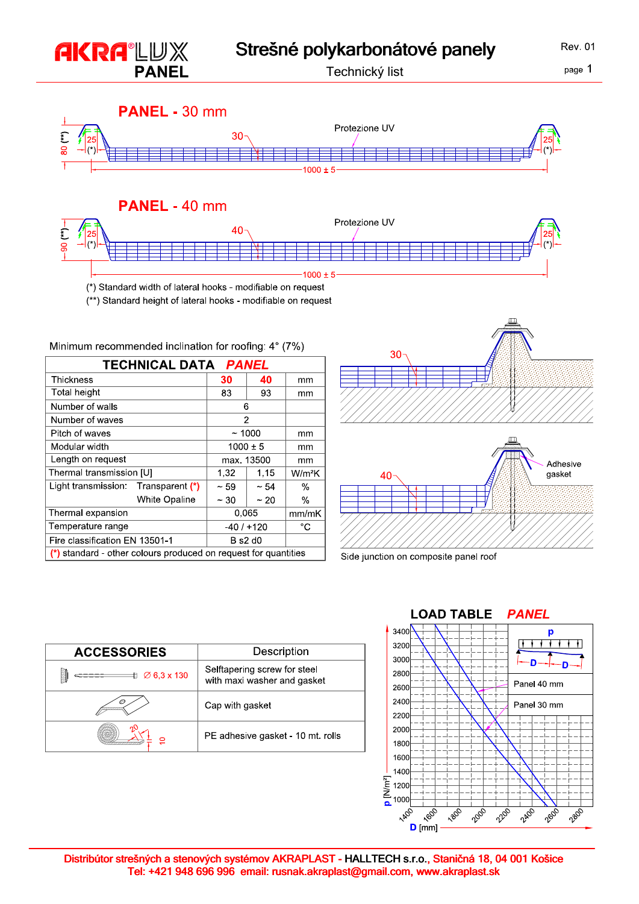# AKRALUX PANEL

## Strešné polykarbonátové panely

Technický list

Rev. 01

## PANEL - 30 mm

80 (**) — 25 (*) — 30 — Protezione UV — 1000 ± 5

## PANEL - 40 mm

90 (**) — 25 (*) — 40 — Protezione UV — 1000 ± 5

(*) Standard width of lateral hooks - modifiable on request

(**) Standard height of lateral hooks - modifiable on request

Minimum recommended inclination for roofing: 4° (7%)

| TECHNICAL DATA *PANEL* | | | |
|---|---|---|---|
| Thickness | 30 | 40 | mm |
| Total height | 83 | 93 | mm |
| Number of walls | 6 | | |
| Number of waves | 2 | | |
| Pitch of waves | ~ 1000 | | mm |
| Modular width | 1000 ± 5 | | mm |
| Length on request | max. 13500 | | mm |
| Thermal transmission [U] | 1,32 | 1,15 | W/m²K |
| Light transmission: Transparent (*) | ~ 59 | ~ 54 | % |
| White Opaline | ~ 30 | ~ 20 | % |
| Thermal expansion | 0,065 | | mm/mK |
| Temperature range | -40 / +120 | | °C |
| Fire classification EN 13501-1 | B s2 d0 | | |
| (*) standard - other colours produced on request for quantities | | | |

30 — 40 — Adhesive gasket

Side junction on composite panel roof

| ACCESSORIES | Description |
|---|---|
| Ø 6,3 x 130 | Selftapering screw for steel with maxi washer and gasket |
| | Cap with gasket |
| 20 — 10 | PE adhesive gasket - 10 mt. rolls |

## LOAD TABLE *PANEL*

p [N/m²]: 1000 – 3400; D [mm]: 1400 – 2800

Panel 40 mm

Panel 30 mm

Distribútor strešných a stenových systémov AKRAPLAST - HALLTECH s.r.o., Staničná 18, 04 001 Košice
Tel: +421 948 696 996 email: rusnak.akraplast@gmail.com, www.akraplast.sk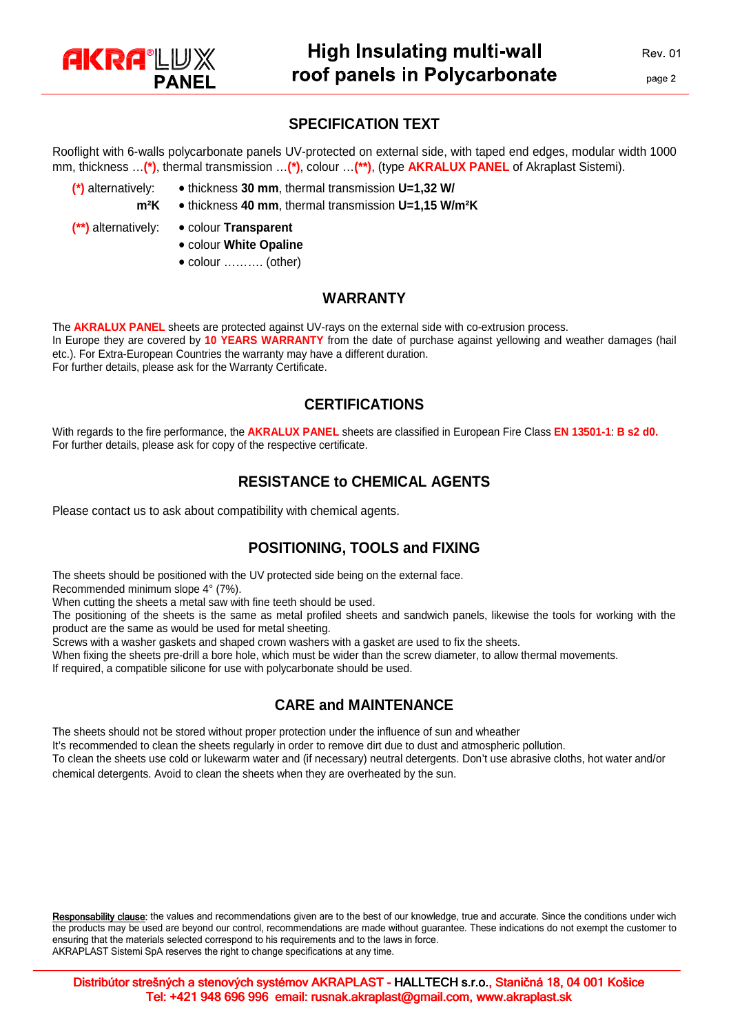## SPECIFICATION TEXT

Rooflight with 6-walls polycarbonate panels UV-protected on external side, with taped end edges, modular width 1000 mm, thickness …**(*)**, thermal transmission …**(*)**, colour …**(**)**, (type **AKRALUX PANEL** of Akraplast Sistemi).

**(*)** alternatively:
- thickness **30 mm**, thermal transmission **U=1,32 W/m²K**
- thickness **40 mm**, thermal transmission **U=1,15 W/m²K**

**(**)** alternatively:
- colour **Transparent**
- colour **White Opaline**
- colour ………. (other)

## WARRANTY

The **AKRALUX PANEL** sheets are protected against UV-rays on the external side with co-extrusion process.
In Europe they are covered by **10 YEARS WARRANTY** from the date of purchase against yellowing and weather damages (hail etc.). For Extra-European Countries the warranty may have a different duration.
For further details, please ask for the Warranty Certificate.

## CERTIFICATIONS

With regards to the fire performance, the **AKRALUX PANEL** sheets are classified in European Fire Class **EN 13501-1**: **B s2 d0.**
For further details, please ask for copy of the respective certificate.

## RESISTANCE to CHEMICAL AGENTS

Please contact us to ask about compatibility with chemical agents.

## POSITIONING, TOOLS and FIXING

The sheets should be positioned with the UV protected side being on the external face.
Recommended minimum slope 4° (7%).
When cutting the sheets a metal saw with fine teeth should be used.
The positioning of the sheets is the same as metal profiled sheets and sandwich panels, likewise the tools for working with the product are the same as would be used for metal sheeting.
Screws with a washer gaskets and shaped crown washers with a gasket are used to fix the sheets.
When fixing the sheets pre-drill a bore hole, which must be wider than the screw diameter, to allow thermal movements.
If required, a compatible silicone for use with polycarbonate should be used.

## CARE and MAINTENANCE

The sheets should not be stored without proper protection under the influence of sun and wheather
It's recommended to clean the sheets regularly in order to remove dirt due to dust and atmospheric pollution.
To clean the sheets use cold or lukewarm water and (if necessary) neutral detergents. Don't use abrasive cloths, hot water and/or chemical detergents. Avoid to clean the sheets when they are overheated by the sun.

<u>Responsability clause</u>: the values and recommendations given are to the best of our knowledge, true and accurate. Since the conditions under wich the products may be used are beyond our control, recommendations are made without guarantee. These indications do not exempt the customer to ensuring that the materials selected correspond to his requirements and to the laws in force.
AKRAPLAST Sistemi SpA reserves the right to change specifications at any time.

Distribútor strešných a stenových systémov AKRAPLAST - HALLTECH s.r.o., Staničná 18, 04 001 Košice
Tel: +421 948 696 996 email: rusnak.akraplast@gmail.com, www.akraplast.sk